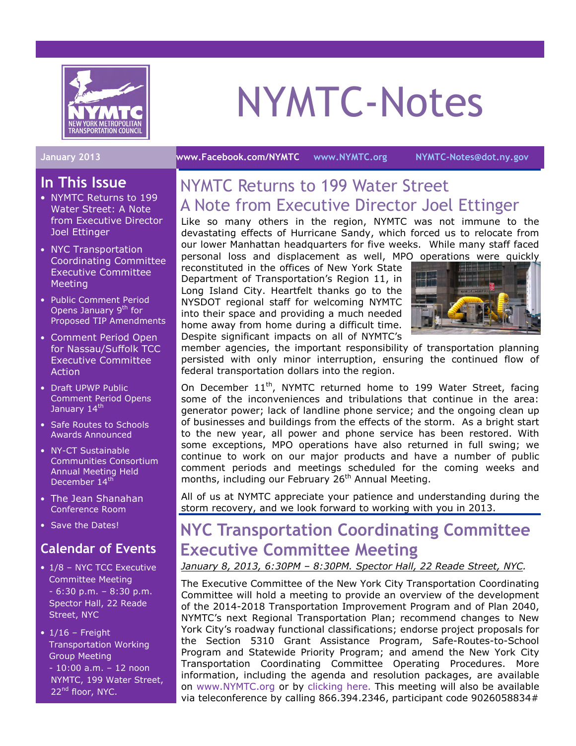# NYMTC-Notes

**January 2013** www.Facebook.com/NYMTC www.NYMTC.org NYMTC-Notes@dot.ny.gov

## In This Issue

- NYMTC Returns to 199 Water Street: A Note from Executive Director Joel Ettinger
- NYC Transportation Coordinating Committee Executive Committee Meeting
- Public Comment Period Opens January 9th for Proposed TIP Amendments
- Comment Period Open for Nassau/Suffolk TCC Executive Committee Action
- Draft UPWP Public Comment Period Opens January 14th
- Safe Routes to Schools Awards Announced
- NY-CT Sustainable Communities Consortium Annual Meeting Held December 14th
- The Jean Shanahan Conference Room
- Save the Dates!

## Calendar of Events

- 1/8 – NYC TCC Executive Committee Meeting - 6:30 p.m. – 8:30 p.m. Spector Hall, 22 Reade Street, NYC
- 1/16 – Freight Transportation Working Group Meeting - 10:00 a.m. – 12 noon NYMTC, 199 Water Street, 22nd floor, NYC.

## NYMTC Returns to 199 Water Street A Note from Executive Director Joel Ettinger

Like so many others in the region, NYMTC was not immune to the devastating effects of Hurricane Sandy, which forced us to relocate from our lower Manhattan headquarters for five weeks. While many staff faced personal loss and displacement as well, MPO operations were quickly reconstituted in the offices of New York State Department of Transportation's Region 11, in Long Island City. Heartfelt thanks go to the NYSDOT regional staff for welcoming NYMTC into their space and providing a much needed home away from home during a difficult time. Despite significant impacts on all of NYMTC's member agencies, the important responsibility of transportation planning persisted with only minor interruption, ensuring the continued flow of federal transportation dollars into the region.

On December 11th, NYMTC returned home to 199 Water Street, facing some of the inconveniences and tribulations that continue in the area: generator power; lack of landline phone service; and the ongoing clean up of businesses and buildings from the effects of the storm. As a bright start to the new year, all power and phone service has been restored. With some exceptions, MPO operations have also returned in full swing; we continue to work on our major products and have a number of public comment periods and meetings scheduled for the coming weeks and months, including our February 26th Annual Meeting.

All of us at NYMTC appreciate your patience and understanding during the storm recovery, and we look forward to working with you in 2013.

## NYC Transportation Coordinating Committee Executive Committee Meeting

*January 8, 2013, 6:30PM – 8:30PM. Spector Hall, 22 Reade Street, NYC.*

The Executive Committee of the New York City Transportation Coordinating Committee will hold a meeting to provide an overview of the development of the 2014-2018 Transportation Improvement Program and of Plan 2040, NYMTC's next Regional Transportation Plan; recommend changes to New York City's roadway functional classifications; endorse project proposals for the Section 5310 Grant Assistance Program, Safe-Routes-to-School Program and Statewide Priority Program; and amend the New York City Transportation Coordinating Committee Operating Procedures. More information, including the agenda and resolution packages, are available on www.NYMTC.org or by clicking here. This meeting will also be available via teleconference by calling 866.394.2346, participant code 9026058834#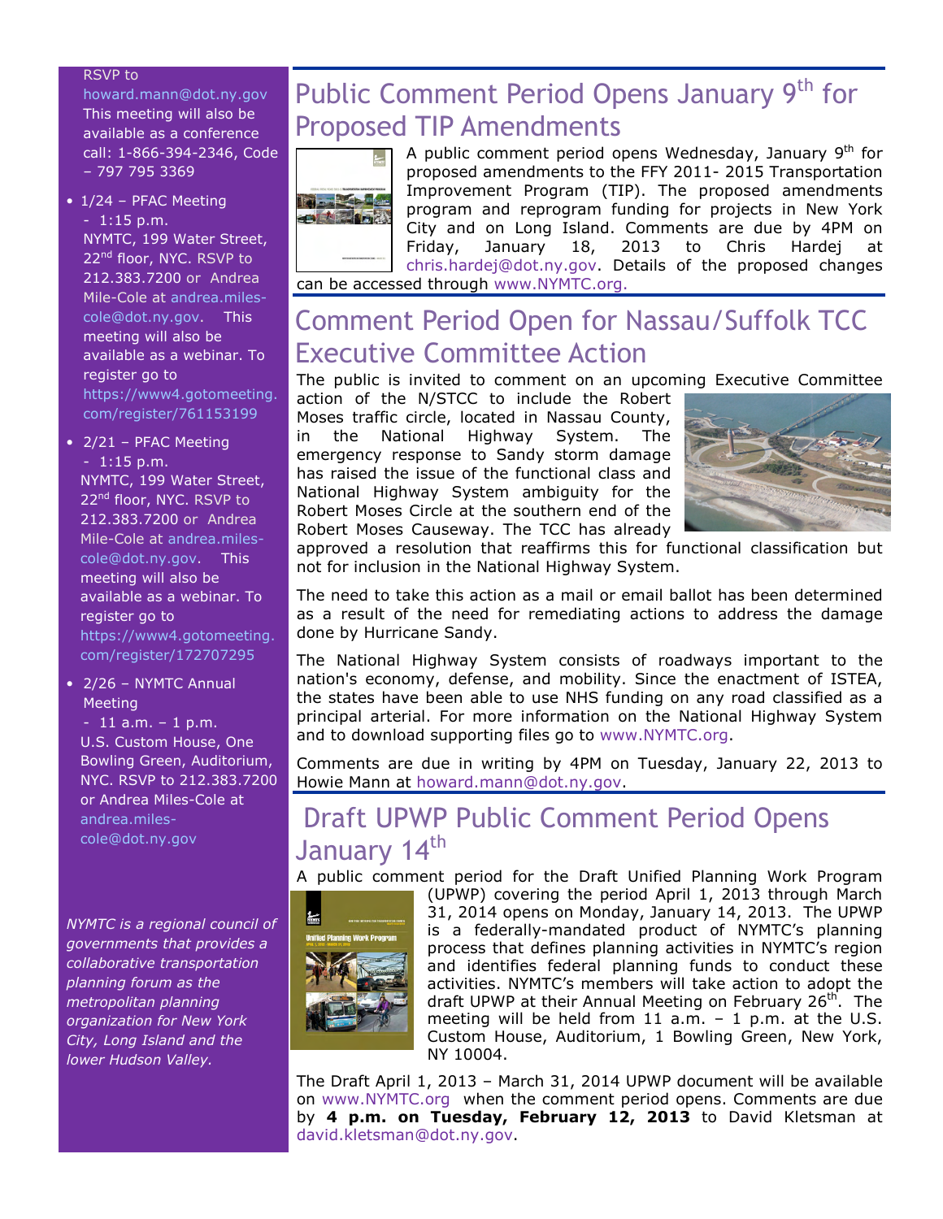RSVP to howard.mann@dot.ny.gov This meeting will also be available as a conference call: 1-866-394-2346, Code – 797 795 3369

- 1/24 – PFAC Meeting - 1:15 p.m. NYMTC, 199 Water Street, 22nd floor, NYC. RSVP to 212.383.7200 or Andrea Mile-Cole at andrea.miles-cole@dot.ny.gov. This meeting will also be available as a webinar. To register go to https://www4.gotomeeting.com/register/761153199
- 2/21 – PFAC Meeting - 1:15 p.m. NYMTC, 199 Water Street, 22nd floor, NYC. RSVP to 212.383.7200 or Andrea Mile-Cole at andrea.miles-cole@dot.ny.gov. This meeting will also be available as a webinar. To register go to https://www4.gotomeeting.com/register/172707295
- 2/26 – NYMTC Annual Meeting - 11 a.m. – 1 p.m. U.S. Custom House, One Bowling Green, Auditorium, NYC. RSVP to 212.383.7200 or Andrea Miles-Cole at andrea.miles-cole@dot.ny.gov

*NYMTC is a regional council of governments that provides a collaborative transportation planning forum as the metropolitan planning organization for New York City, Long Island and the lower Hudson Valley.*

## Public Comment Period Opens January 9th for Proposed TIP Amendments

A public comment period opens Wednesday, January 9th for proposed amendments to the FFY 2011- 2015 Transportation Improvement Program (TIP). The proposed amendments program and reprogram funding for projects in New York City and on Long Island. Comments are due by 4PM on Friday, January 18, 2013 to Chris Hardej at chris.hardej@dot.ny.gov. Details of the proposed changes can be accessed through www.NYMTC.org.

## Comment Period Open for Nassau/Suffolk TCC Executive Committee Action

The public is invited to comment on an upcoming Executive Committee action of the N/STCC to include the Robert Moses traffic circle, located in Nassau County, in the National Highway System. The emergency response to Sandy storm damage has raised the issue of the functional class and National Highway System ambiguity for the Robert Moses Circle at the southern end of the Robert Moses Causeway. The TCC has already approved a resolution that reaffirms this for functional classification but not for inclusion in the National Highway System.

The need to take this action as a mail or email ballot has been determined as a result of the need for remediating actions to address the damage done by Hurricane Sandy.

The National Highway System consists of roadways important to the nation's economy, defense, and mobility. Since the enactment of ISTEA, the states have been able to use NHS funding on any road classified as a principal arterial. For more information on the National Highway System and to download supporting files go to www.NYMTC.org.

Comments are due in writing by 4PM on Tuesday, January 22, 2013 to Howie Mann at howard.mann@dot.ny.gov.

## Draft UPWP Public Comment Period Opens January 14th

A public comment period for the Draft Unified Planning Work Program (UPWP) covering the period April 1, 2013 through March 31, 2014 opens on Monday, January 14, 2013. The UPWP is a federally-mandated product of NYMTC's planning process that defines planning activities in NYMTC's region and identifies federal planning funds to conduct these activities. NYMTC's members will take action to adopt the draft UPWP at their Annual Meeting on February 26th. The meeting will be held from 11 a.m. – 1 p.m. at the U.S. Custom House, Auditorium, 1 Bowling Green, New York, NY 10004.

The Draft April 1, 2013 – March 31, 2014 UPWP document will be available on www.NYMTC.org when the comment period opens. Comments are due by **4 p.m. on Tuesday, February 12, 2013** to David Kletsman at david.kletsman@dot.ny.gov.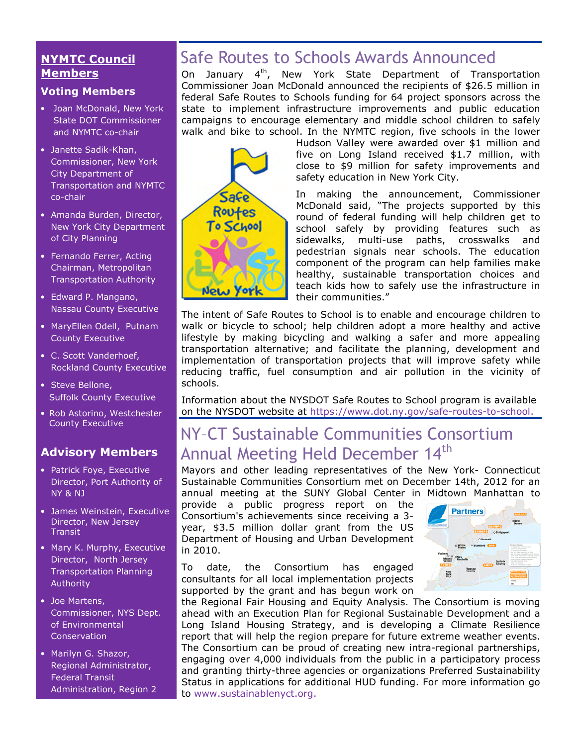## NYMTC Council Members

### Voting Members

- Joan McDonald, New York State DOT Commissioner and NYMTC co-chair
- Janette Sadik-Khan, Commissioner, New York City Department of Transportation and NYMTC co-chair
- Amanda Burden, Director, New York City Department of City Planning
- Fernando Ferrer, Acting Chairman, Metropolitan Transportation Authority
- Edward P. Mangano, Nassau County Executive
- MaryEllen Odell, Putnam County Executive
- C. Scott Vanderhoef, Rockland County Executive
- Steve Bellone, Suffolk County Executive
- Rob Astorino, Westchester County Executive

### Advisory Members

- Patrick Foye, Executive Director, Port Authority of NY & NJ
- James Weinstein, Executive Director, New Jersey Transit
- Mary K. Murphy, Executive Director, North Jersey Transportation Planning Authority
- Joe Martens, Commissioner, NYS Dept. of Environmental Conservation
- Marilyn G. Shazor, Regional Administrator, Federal Transit Administration, Region 2

# Safe Routes to Schools Awards Announced

On January 4th, New York State Department of Transportation Commissioner Joan McDonald announced the recipients of $26.5 million in federal Safe Routes to Schools funding for 64 project sponsors across the state to implement infrastructure improvements and public education campaigns to encourage elementary and middle school children to safely walk and bike to school. In the NYMTC region, five schools in the lower Hudson Valley were awarded over $1 million and five on Long Island received $1.7 million, with close to $9 million for safety improvements and safety education in New York City.

In making the announcement, Commissioner McDonald said, "The projects supported by this round of federal funding will help children get to school safely by providing features such as sidewalks, multi-use paths, crosswalks and pedestrian signals near schools. The education component of the program can help families make healthy, sustainable transportation choices and teach kids how to safely use the infrastructure in their communities."

The intent of Safe Routes to School is to enable and encourage children to walk or bicycle to school; help children adopt a more healthy and active lifestyle by making bicycling and walking a safer and more appealing transportation alternative; and facilitate the planning, development and implementation of transportation projects that will improve safety while reducing traffic, fuel consumption and air pollution in the vicinity of schools.

Information about the NYSDOT Safe Routes to School program is available on the NYSDOT website at https://www.dot.ny.gov/safe-routes-to-school.

# NY–CT Sustainable Communities Consortium Annual Meeting Held December 14th

Mayors and other leading representatives of the New York- Connecticut Sustainable Communities Consortium met on December 14th, 2012 for an annual meeting at the SUNY Global Center in Midtown Manhattan to provide a public progress report on the Consortium's achievements since receiving a 3-year, $3.5 million dollar grant from the US Department of Housing and Urban Development in 2010.

To date, the Consortium has engaged consultants for all local implementation projects supported by the grant and has begun work on the Regional Fair Housing and Equity Analysis. The Consortium is moving ahead with an Execution Plan for Regional Sustainable Development and a Long Island Housing Strategy, and is developing a Climate Resilience report that will help the region prepare for future extreme weather events. The Consortium can be proud of creating new intra-regional partnerships, engaging over 4,000 individuals from the public in a participatory process and granting thirty-three agencies or organizations Preferred Sustainability Status in applications for additional HUD funding. For more information go to www.sustainablenyct.org.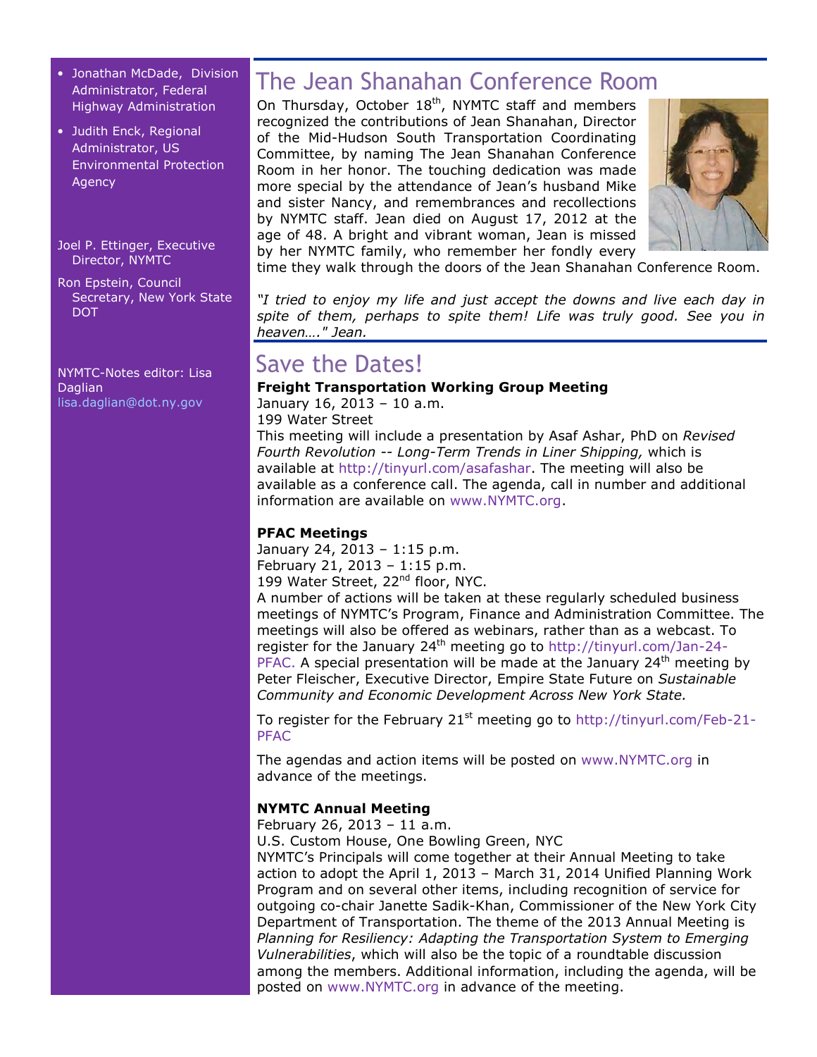- Jonathan McDade, Division Administrator, Federal Highway Administration
- Judith Enck, Regional Administrator, US Environmental Protection Agency

Joel P. Ettinger, Executive Director, NYMTC

Ron Epstein, Council Secretary, New York State DOT

NYMTC-Notes editor: Lisa Daglian
lisa.daglian@dot.ny.gov

# The Jean Shanahan Conference Room

On Thursday, October 18th, NYMTC staff and members recognized the contributions of Jean Shanahan, Director of the Mid-Hudson South Transportation Coordinating Committee, by naming The Jean Shanahan Conference Room in her honor. The touching dedication was made more special by the attendance of Jean's husband Mike and sister Nancy, and remembrances and recollections by NYMTC staff. Jean died on August 17, 2012 at the age of 48. A bright and vibrant woman, Jean is missed by her NYMTC family, who remember her fondly every time they walk through the doors of the Jean Shanahan Conference Room.

*"I tried to enjoy my life and just accept the downs and live each day in spite of them, perhaps to spite them! Life was truly good. See you in heaven…." Jean.*

# Save the Dates!

**Freight Transportation Working Group Meeting**
January 16, 2013 – 10 a.m.
199 Water Street
This meeting will include a presentation by Asaf Ashar, PhD on *Revised Fourth Revolution -- Long-Term Trends in Liner Shipping,* which is available at http://tinyurl.com/asafashar. The meeting will also be available as a conference call. The agenda, call in number and additional information are available on www.NYMTC.org.

**PFAC Meetings**
January 24, 2013 – 1:15 p.m.
February 21, 2013 – 1:15 p.m.
199 Water Street, 22nd floor, NYC.
A number of actions will be taken at these regularly scheduled business meetings of NYMTC's Program, Finance and Administration Committee. The meetings will also be offered as webinars, rather than as a webcast. To register for the January 24th meeting go to http://tinyurl.com/Jan-24-PFAC. A special presentation will be made at the January 24th meeting by Peter Fleischer, Executive Director, Empire State Future on *Sustainable Community and Economic Development Across New York State.*

To register for the February 21st meeting go to http://tinyurl.com/Feb-21-PFAC

The agendas and action items will be posted on www.NYMTC.org in advance of the meetings.

**NYMTC Annual Meeting**
February 26, 2013 – 11 a.m.
U.S. Custom House, One Bowling Green, NYC
NYMTC's Principals will come together at their Annual Meeting to take action to adopt the April 1, 2013 – March 31, 2014 Unified Planning Work Program and on several other items, including recognition of service for outgoing co-chair Janette Sadik-Khan, Commissioner of the New York City Department of Transportation. The theme of the 2013 Annual Meeting is *Planning for Resiliency: Adapting the Transportation System to Emerging Vulnerabilities*, which will also be the topic of a roundtable discussion among the members. Additional information, including the agenda, will be posted on www.NYMTC.org in advance of the meeting.